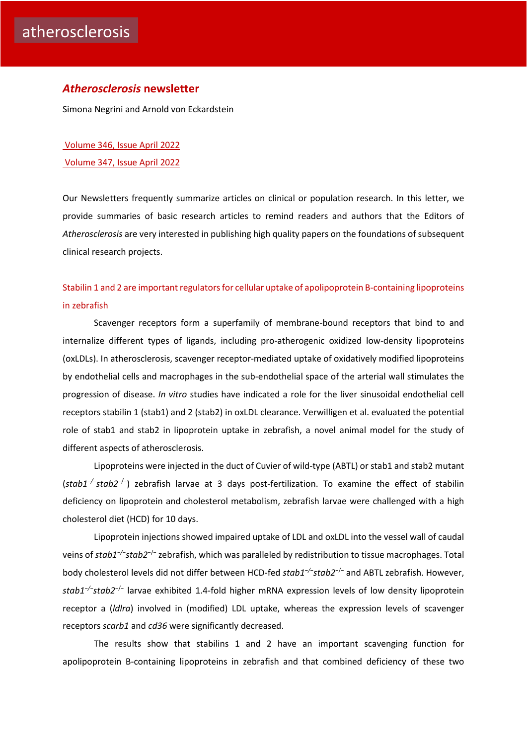# atherosclerosis

## *Atherosclerosis* newsletter

Simona Negrini and Arnold von Eckardstein

Volume 346, Issue April 2022

Volume 347, Issue April 2022

Our Newsletters frequently summarize articles on clinical or population research. In this letter, we provide summaries of basic research articles to remind readers and authors that the Editors of *Atherosclerosis* are very interested in publishing high quality papers on the foundations of subsequent clinical research projects.

### Stabilin 1 and 2 are important regulators for cellular uptake of apolipoprotein B-containing lipoproteins in zebrafish

Scavenger receptors form a superfamily of membrane-bound receptors that bind to and internalize different types of ligands, including pro-atherogenic oxidized low-density lipoproteins (oxLDLs). In atherosclerosis, scavenger receptor-mediated uptake of oxidatively modified lipoproteins by endothelial cells and macrophages in the sub-endothelial space of the arterial wall stimulates the progression of disease. *In vitro* studies have indicated a role for the liver sinusoidal endothelial cell receptors stabilin 1 (stab1) and 2 (stab2) in oxLDL clearance. Verwilligen et al. evaluated the potential role of stab1 and stab2 in lipoprotein uptake in zebrafish, a novel animal model for the study of different aspects of atherosclerosis.

Lipoproteins were injected in the duct of Cuvier of wild-type (ABTL) or stab1 and stab2 mutant (*stab1*$^{-/-}$*stab2*$^{-/-}$) zebrafish larvae at 3 days post-fertilization. To examine the effect of stabilin deficiency on lipoprotein and cholesterol metabolism, zebrafish larvae were challenged with a high cholesterol diet (HCD) for 10 days.

Lipoprotein injections showed impaired uptake of LDL and oxLDL into the vessel wall of caudal veins of *stab1*$^{-/-}$*stab2*$^{-/-}$ zebrafish, which was paralleled by redistribution to tissue macrophages. Total body cholesterol levels did not differ between HCD-fed *stab1*$^{-/-}$*stab2*$^{-/-}$ and ABTL zebrafish. However, *stab1*$^{-/-}$*stab2*$^{-/-}$ larvae exhibited 1.4-fold higher mRNA expression levels of low density lipoprotein receptor a (*ldlra*) involved in (modified) LDL uptake, whereas the expression levels of scavenger receptors *scarb1* and *cd36* were significantly decreased.

The results show that stabilins 1 and 2 have an important scavenging function for apolipoprotein B-containing lipoproteins in zebrafish and that combined deficiency of these two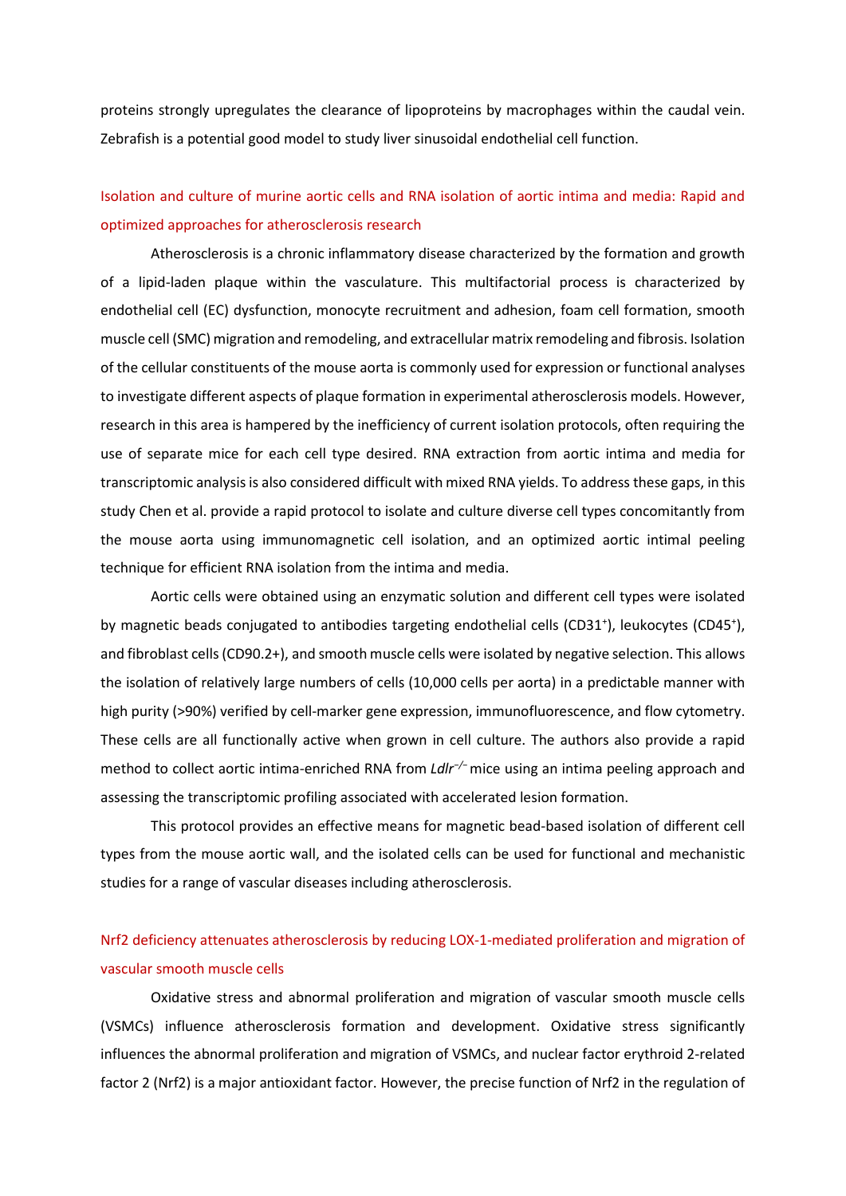proteins strongly upregulates the clearance of lipoproteins by macrophages within the caudal vein. Zebrafish is a potential good model to study liver sinusoidal endothelial cell function.

## Isolation and culture of murine aortic cells and RNA isolation of aortic intima and media: Rapid and optimized approaches for atherosclerosis research

Atherosclerosis is a chronic inflammatory disease characterized by the formation and growth of a lipid-laden plaque within the vasculature. This multifactorial process is characterized by endothelial cell (EC) dysfunction, monocyte recruitment and adhesion, foam cell formation, smooth muscle cell (SMC) migration and remodeling, and extracellular matrix remodeling and fibrosis. Isolation of the cellular constituents of the mouse aorta is commonly used for expression or functional analyses to investigate different aspects of plaque formation in experimental atherosclerosis models. However, research in this area is hampered by the inefficiency of current isolation protocols, often requiring the use of separate mice for each cell type desired. RNA extraction from aortic intima and media for transcriptomic analysis is also considered difficult with mixed RNA yields. To address these gaps, in this study Chen et al. provide a rapid protocol to isolate and culture diverse cell types concomitantly from the mouse aorta using immunomagnetic cell isolation, and an optimized aortic intimal peeling technique for efficient RNA isolation from the intima and media.

Aortic cells were obtained using an enzymatic solution and different cell types were isolated by magnetic beads conjugated to antibodies targeting endothelial cells ($CD31^{+}$), leukocytes ($CD45^{+}$), and fibroblast cells (CD90.2+), and smooth muscle cells were isolated by negative selection. This allows the isolation of relatively large numbers of cells (10,000 cells per aorta) in a predictable manner with high purity (>90%) verified by cell-marker gene expression, immunofluorescence, and flow cytometry. These cells are all functionally active when grown in cell culture. The authors also provide a rapid method to collect aortic intima-enriched RNA from *Ldlr*$^{-/-}$ mice using an intima peeling approach and assessing the transcriptomic profiling associated with accelerated lesion formation.

This protocol provides an effective means for magnetic bead-based isolation of different cell types from the mouse aortic wall, and the isolated cells can be used for functional and mechanistic studies for a range of vascular diseases including atherosclerosis.

## Nrf2 deficiency attenuates atherosclerosis by reducing LOX-1-mediated proliferation and migration of vascular smooth muscle cells

Oxidative stress and abnormal proliferation and migration of vascular smooth muscle cells (VSMCs) influence atherosclerosis formation and development. Oxidative stress significantly influences the abnormal proliferation and migration of VSMCs, and nuclear factor erythroid 2-related factor 2 (Nrf2) is a major antioxidant factor. However, the precise function of Nrf2 in the regulation of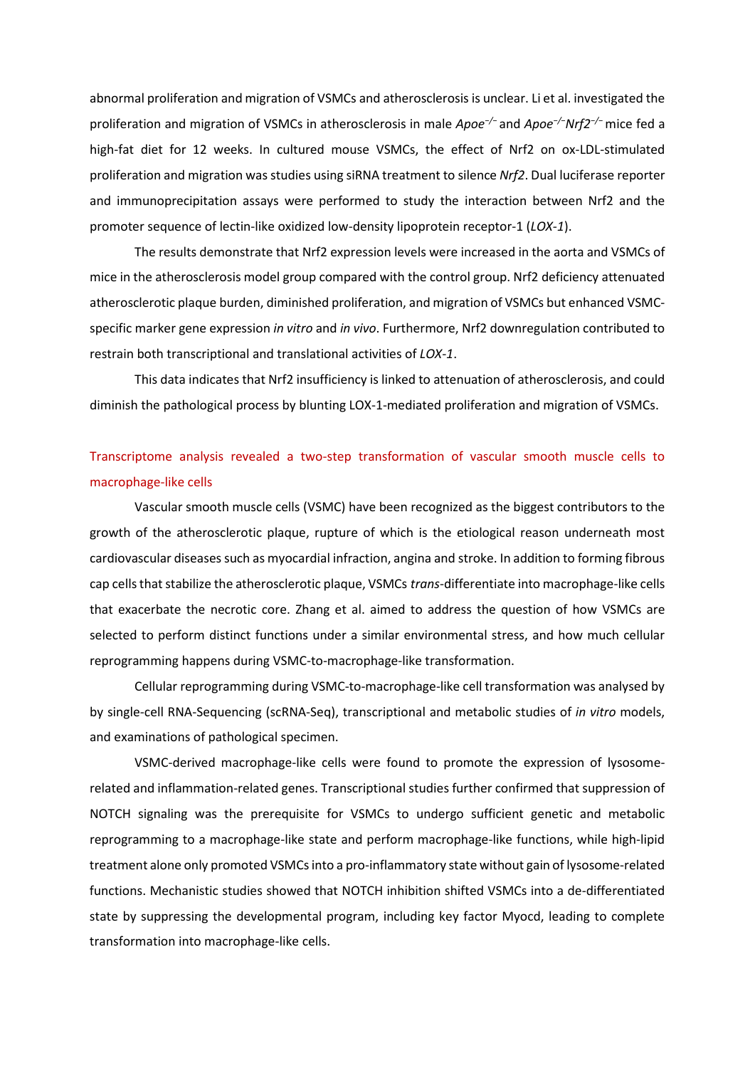abnormal proliferation and migration of VSMCs and atherosclerosis is unclear. Li et al. investigated the proliferation and migration of VSMCs in atherosclerosis in male *Apoe*$^{-/-}$ and *Apoe*$^{-/-}$*Nrf2*$^{-/-}$ mice fed a high-fat diet for 12 weeks. In cultured mouse VSMCs, the effect of Nrf2 on ox-LDL-stimulated proliferation and migration was studies using siRNA treatment to silence *Nrf2*. Dual luciferase reporter and immunoprecipitation assays were performed to study the interaction between Nrf2 and the promoter sequence of lectin-like oxidized low-density lipoprotein receptor-1 (*LOX-1*).

The results demonstrate that Nrf2 expression levels were increased in the aorta and VSMCs of mice in the atherosclerosis model group compared with the control group. Nrf2 deficiency attenuated atherosclerotic plaque burden, diminished proliferation, and migration of VSMCs but enhanced VSMC-specific marker gene expression *in vitro* and *in vivo*. Furthermore, Nrf2 downregulation contributed to restrain both transcriptional and translational activities of *LOX-1*.

This data indicates that Nrf2 insufficiency is linked to attenuation of atherosclerosis, and could diminish the pathological process by blunting LOX-1-mediated proliferation and migration of VSMCs.

## Transcriptome analysis revealed a two-step transformation of vascular smooth muscle cells to macrophage-like cells

Vascular smooth muscle cells (VSMC) have been recognized as the biggest contributors to the growth of the atherosclerotic plaque, rupture of which is the etiological reason underneath most cardiovascular diseases such as myocardial infraction, angina and stroke. In addition to forming fibrous cap cells that stabilize the atherosclerotic plaque, VSMCs *trans*-differentiate into macrophage-like cells that exacerbate the necrotic core. Zhang et al. aimed to address the question of how VSMCs are selected to perform distinct functions under a similar environmental stress, and how much cellular reprogramming happens during VSMC-to-macrophage-like transformation.

Cellular reprogramming during VSMC-to-macrophage-like cell transformation was analysed by by single-cell RNA-Sequencing (scRNA-Seq), transcriptional and metabolic studies of *in vitro* models, and examinations of pathological specimen.

VSMC-derived macrophage-like cells were found to promote the expression of lysosome-related and inflammation-related genes. Transcriptional studies further confirmed that suppression of NOTCH signaling was the prerequisite for VSMCs to undergo sufficient genetic and metabolic reprogramming to a macrophage-like state and perform macrophage-like functions, while high-lipid treatment alone only promoted VSMCs into a pro-inflammatory state without gain of lysosome-related functions. Mechanistic studies showed that NOTCH inhibition shifted VSMCs into a de-differentiated state by suppressing the developmental program, including key factor Myocd, leading to complete transformation into macrophage-like cells.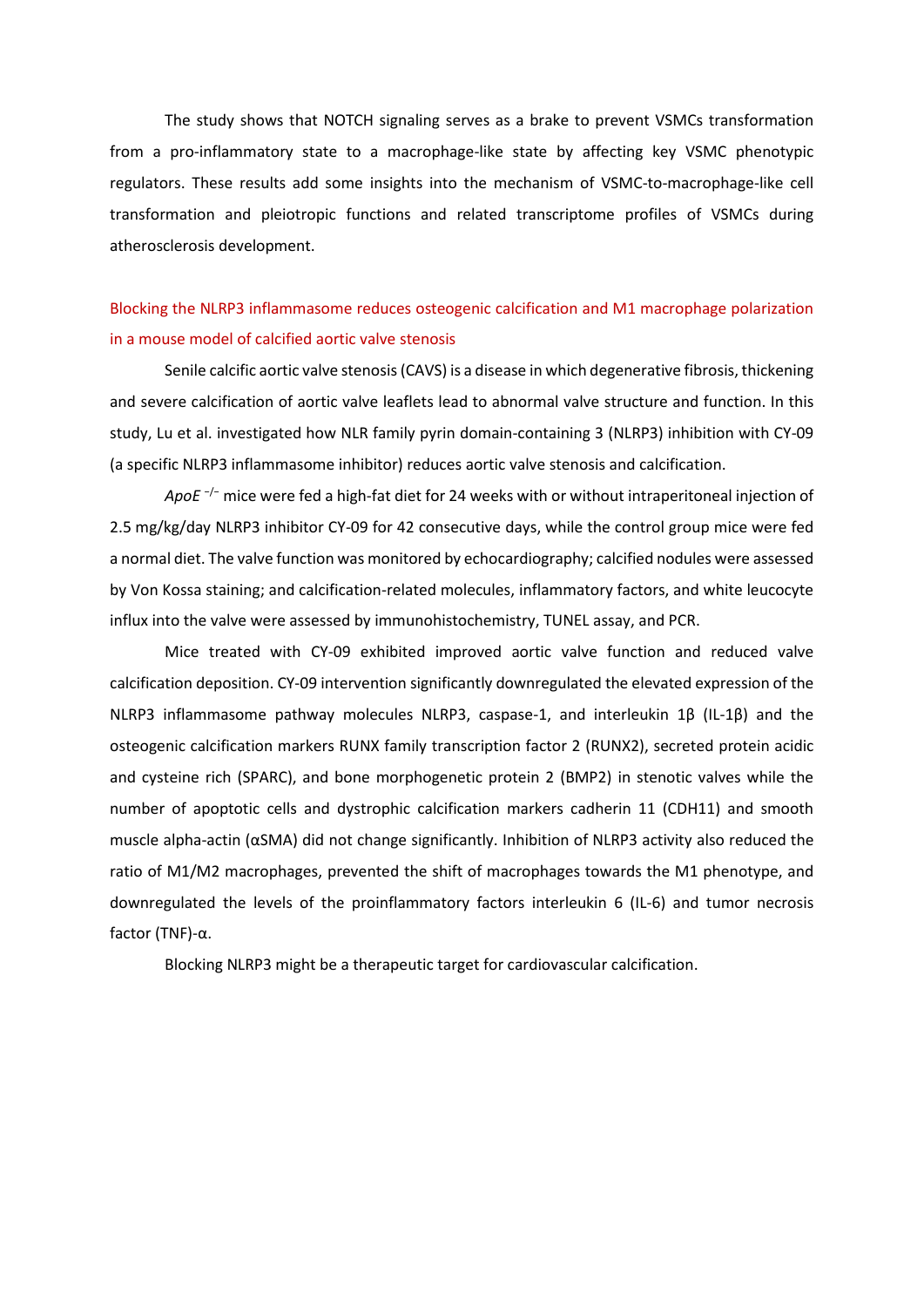The study shows that NOTCH signaling serves as a brake to prevent VSMCs transformation from a pro-inflammatory state to a macrophage-like state by affecting key VSMC phenotypic regulators. These results add some insights into the mechanism of VSMC-to-macrophage-like cell transformation and pleiotropic functions and related transcriptome profiles of VSMCs during atherosclerosis development.

## Blocking the NLRP3 inflammasome reduces osteogenic calcification and M1 macrophage polarization in a mouse model of calcified aortic valve stenosis

Senile calcific aortic valve stenosis (CAVS) is a disease in which degenerative fibrosis, thickening and severe calcification of aortic valve leaflets lead to abnormal valve structure and function. In this study, Lu et al. investigated how NLR family pyrin domain-containing 3 (NLRP3) inhibition with CY-09 (a specific NLRP3 inflammasome inhibitor) reduces aortic valve stenosis and calcification.

*ApoE* $^{-/-}$ mice were fed a high-fat diet for 24 weeks with or without intraperitoneal injection of 2.5 mg/kg/day NLRP3 inhibitor CY-09 for 42 consecutive days, while the control group mice were fed a normal diet. The valve function was monitored by echocardiography; calcified nodules were assessed by Von Kossa staining; and calcification-related molecules, inflammatory factors, and white leucocyte influx into the valve were assessed by immunohistochemistry, TUNEL assay, and PCR.

Mice treated with CY-09 exhibited improved aortic valve function and reduced valve calcification deposition. CY-09 intervention significantly downregulated the elevated expression of the NLRP3 inflammasome pathway molecules NLRP3, caspase-1, and interleukin 1β (IL-1β) and the osteogenic calcification markers RUNX family transcription factor 2 (RUNX2), secreted protein acidic and cysteine rich (SPARC), and bone morphogenetic protein 2 (BMP2) in stenotic valves while the number of apoptotic cells and dystrophic calcification markers cadherin 11 (CDH11) and smooth muscle alpha-actin (αSMA) did not change significantly. Inhibition of NLRP3 activity also reduced the ratio of M1/M2 macrophages, prevented the shift of macrophages towards the M1 phenotype, and downregulated the levels of the proinflammatory factors interleukin 6 (IL-6) and tumor necrosis factor (TNF)-α.

Blocking NLRP3 might be a therapeutic target for cardiovascular calcification.